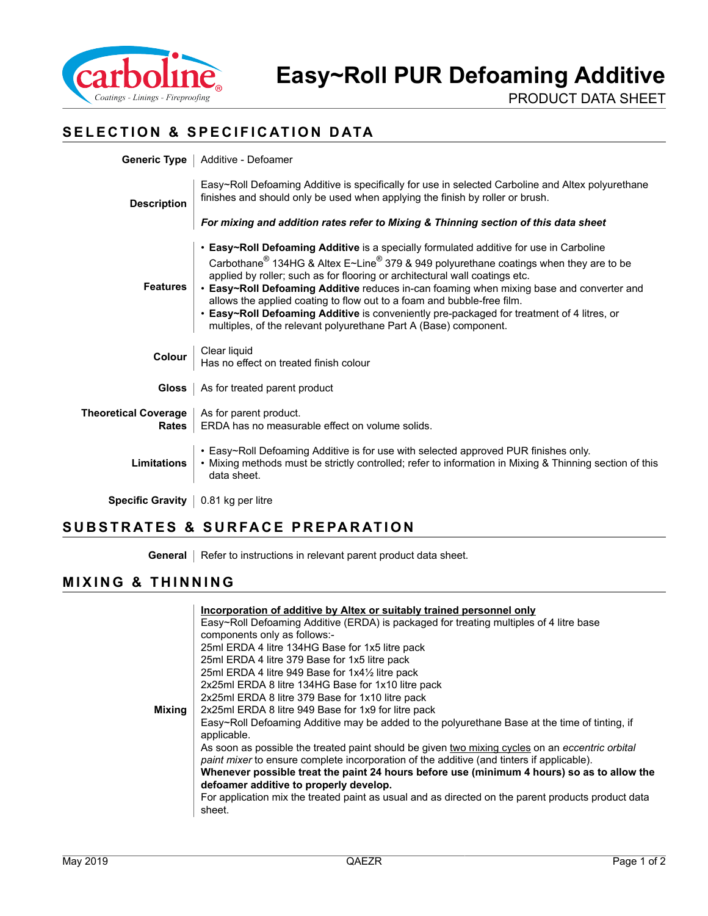# Easy~Roll PUR Defoaming Additive

PRODUCT DATA SHEET

## SELECTION & SPECIFICATION DATA

**Generic Type**

Additive - Defoamer

**Description**

Easy~Roll Defoaming Additive is specifically for use in selected Carboline and Altex polyurethane finishes and should only be used when applying the finish by roller or brush.

***For mixing and addition rates refer to Mixing & Thinning section of this data sheet***

**Features**

- **Easy~Roll Defoaming Additive** is a specially formulated additive for use in Carboline Carbothane® 134HG & Altex E~Line® 379 & 949 polyurethane coatings when they are to be applied by roller; such as for flooring or architectural wall coatings etc.
- **Easy~Roll Defoaming Additive** reduces in-can foaming when mixing base and converter and allows the applied coating to flow out to a foam and bubble-free film.
- **Easy~Roll Defoaming Additive** is conveniently pre-packaged for treatment of 4 litres, or multiples, of the relevant polyurethane Part A (Base) component.

**Colour**

Clear liquid
Has no effect on treated finish colour

**Gloss**

As for treated parent product

**Theoretical Coverage Rates**

As for parent product.
ERDA has no measurable effect on volume solids.

**Limitations**

- Easy~Roll Defoaming Additive is for use with selected approved PUR finishes only.
- Mixing methods must be strictly controlled; refer to information in Mixing & Thinning section of this data sheet.

**Specific Gravity**

0.81 kg per litre

## SUBSTRATES & SURFACE PREPARATION

**General**

Refer to instructions in relevant parent product data sheet.

## MIXING & THINNING

**Mixing**

<u>**Incorporation of additive by Altex or suitably trained personnel only**</u>

Easy~Roll Defoaming Additive (ERDA) is packaged for treating multiples of 4 litre base components only as follows:-

25ml ERDA 4 litre 134HG Base for 1x5 litre pack
25ml ERDA 4 litre 379 Base for 1x5 litre pack
25ml ERDA 4 litre 949 Base for 1x4½ litre pack
2x25ml ERDA 8 litre 134HG Base for 1x10 litre pack
2x25ml ERDA 8 litre 379 Base for 1x10 litre pack
2x25ml ERDA 8 litre 949 Base for 1x9 for litre pack

Easy~Roll Defoaming Additive may be added to the polyurethane Base at the time of tinting, if applicable.

As soon as possible the treated paint should be given <u>two mixing cycles</u> on an *eccentric orbital paint mixer* to ensure complete incorporation of the additive (and tinters if applicable).

**Whenever possible treat the paint 24 hours before use (minimum 4 hours) so as to allow the defoamer additive to properly develop.**

For application mix the treated paint as usual and as directed on the parent products product data sheet.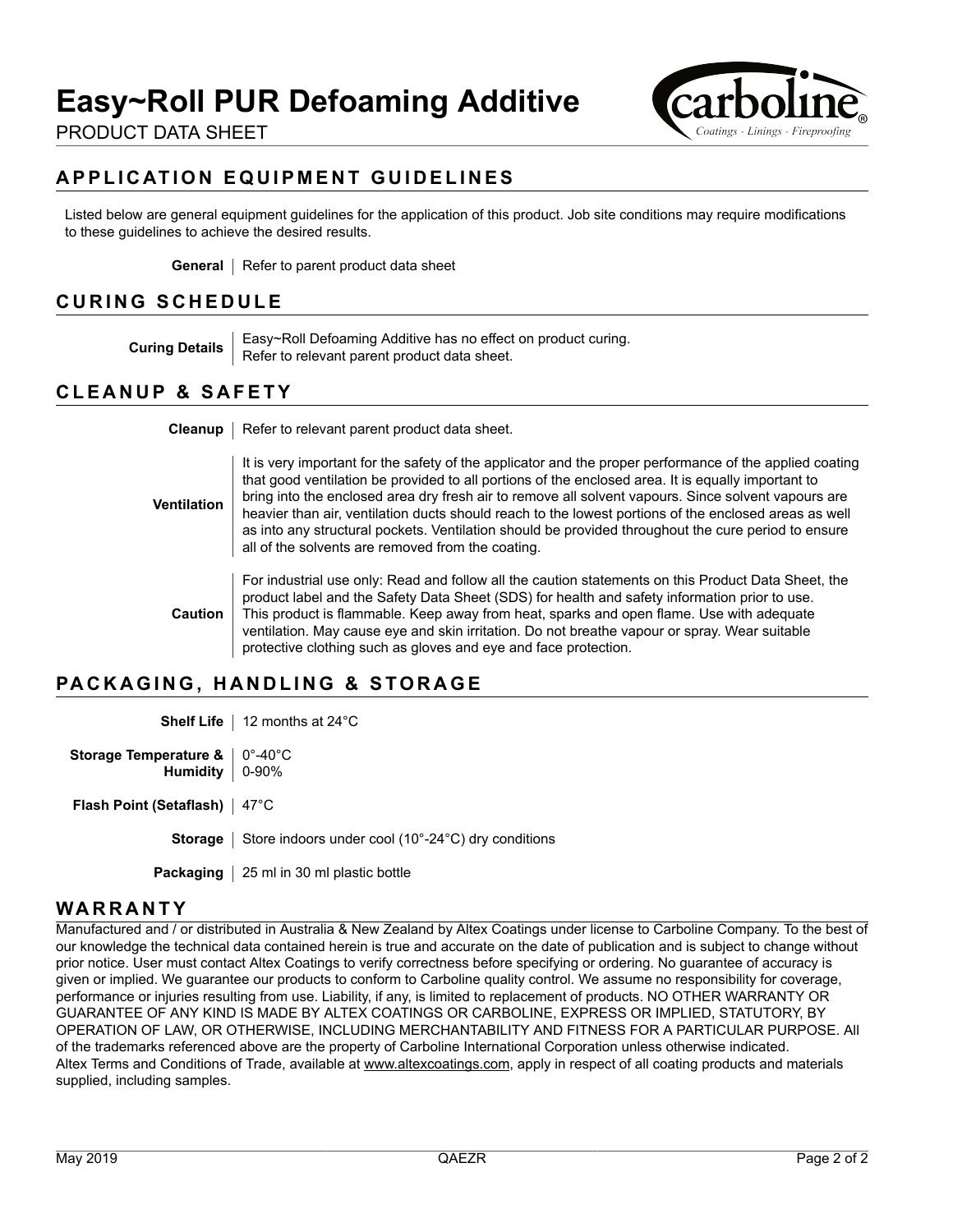# Easy~Roll PUR Defoaming Additive

PRODUCT DATA SHEET

## APPLICATION EQUIPMENT GUIDELINES

Listed below are general equipment guidelines for the application of this product. Job site conditions may require modifications to these guidelines to achieve the desired results.

| | |
|---|---|
| **General** | Refer to parent product data sheet |

## CURING SCHEDULE

| | |
|---|---|
| **Curing Details** | Easy~Roll Defoaming Additive has no effect on product curing. Refer to relevant parent product data sheet. |

## CLEANUP & SAFETY

| | |
|---|---|
| **Cleanup** | Refer to relevant parent product data sheet. |
| **Ventilation** | It is very important for the safety of the applicator and the proper performance of the applied coating that good ventilation be provided to all portions of the enclosed area. It is equally important to bring into the enclosed area dry fresh air to remove all solvent vapours. Since solvent vapours are heavier than air, ventilation ducts should reach to the lowest portions of the enclosed areas as well as into any structural pockets. Ventilation should be provided throughout the cure period to ensure all of the solvents are removed from the coating. |
| **Caution** | For industrial use only: Read and follow all the caution statements on this Product Data Sheet, the product label and the Safety Data Sheet (SDS) for health and safety information prior to use. This product is flammable. Keep away from heat, sparks and open flame. Use with adequate ventilation. May cause eye and skin irritation. Do not breathe vapour or spray. Wear suitable protective clothing such as gloves and eye and face protection. |

## PACKAGING, HANDLING & STORAGE

| | |
|---|---|
| **Shelf Life** | 12 months at 24°C |
| **Storage Temperature & Humidity** | 0°-40°C<br>0-90% |
| **Flash Point (Setaflash)** | 47°C |
| **Storage** | Store indoors under cool (10°-24°C) dry conditions |
| **Packaging** | 25 ml in 30 ml plastic bottle |

## WARRANTY

Manufactured and / or distributed in Australia & New Zealand by Altex Coatings under license to Carboline Company. To the best of our knowledge the technical data contained herein is true and accurate on the date of publication and is subject to change without prior notice. User must contact Altex Coatings to verify correctness before specifying or ordering. No guarantee of accuracy is given or implied. We guarantee our products to conform to Carboline quality control. We assume no responsibility for coverage, performance or injuries resulting from use. Liability, if any, is limited to replacement of products. NO OTHER WARRANTY OR GUARANTEE OF ANY KIND IS MADE BY ALTEX COATINGS OR CARBOLINE, EXPRESS OR IMPLIED, STATUTORY, BY OPERATION OF LAW, OR OTHERWISE, INCLUDING MERCHANTABILITY AND FITNESS FOR A PARTICULAR PURPOSE. All of the trademarks referenced above are the property of Carboline International Corporation unless otherwise indicated. Altex Terms and Conditions of Trade, available at www.altexcoatings.com, apply in respect of all coating products and materials supplied, including samples.

May 2019 QAEZR